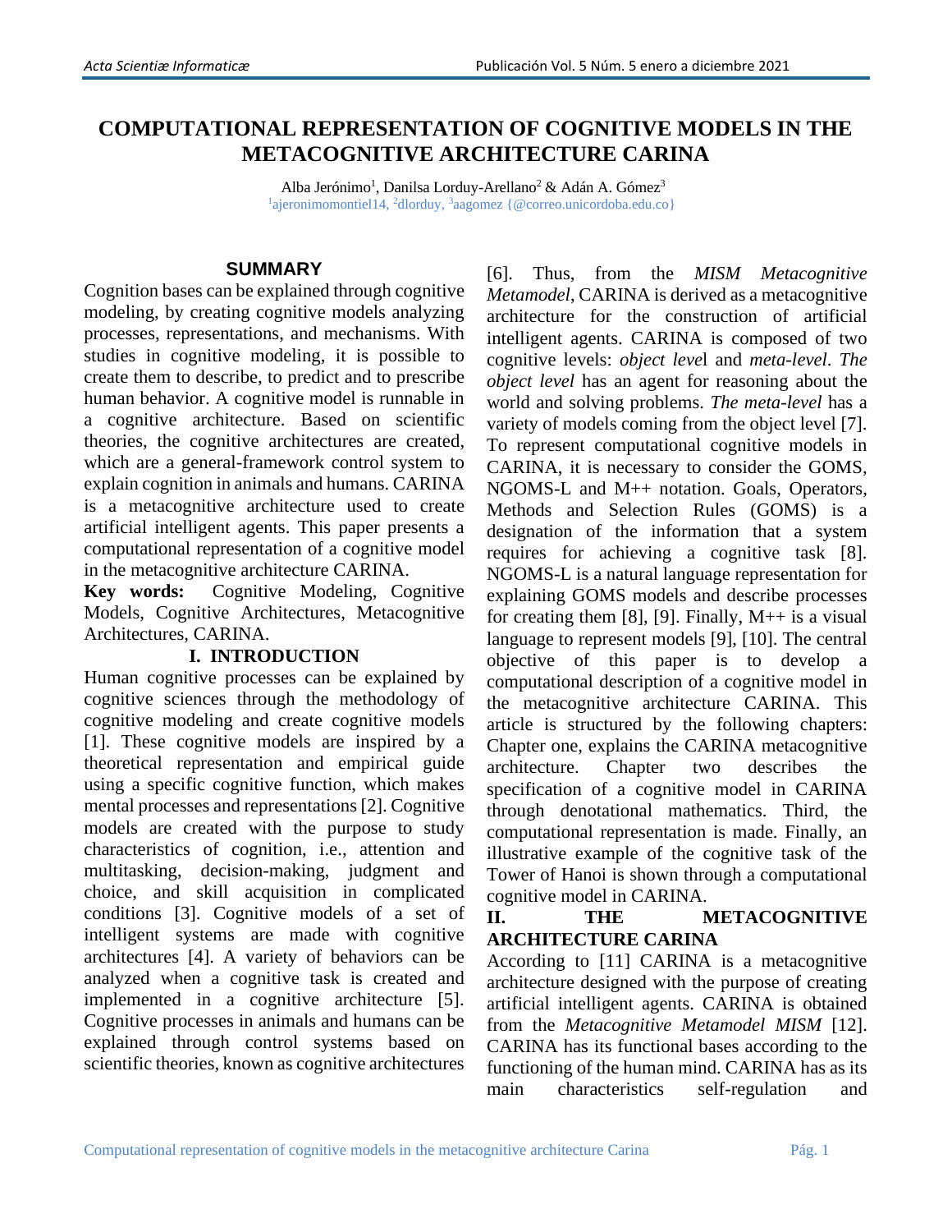# COMPUTATIONAL REPRESENTATION OF COGNITIVE MODELS IN THE METACOGNITIVE ARCHITECTURE CARINA

Alba Jerónimo[1], Danilsa Lorduy-Arellano[2] & Adán A. Gómez[3]

[1]ajeronimomontiel14, [2]dlorduy, [3]aagomez {@correo.unicordoba.edu.co}

## SUMMARY

Cognition bases can be explained through cognitive modeling, by creating cognitive models analyzing processes, representations, and mechanisms. With studies in cognitive modeling, it is possible to create them to describe, to predict and to prescribe human behavior. A cognitive model is runnable in a cognitive architecture. Based on scientific theories, the cognitive architectures are created, which are a general-framework control system to explain cognition in animals and humans. CARINA is a metacognitive architecture used to create artificial intelligent agents. This paper presents a computational representation of a cognitive model in the metacognitive architecture CARINA.

**Key words:** Cognitive Modeling, Cognitive Models, Cognitive Architectures, Metacognitive Architectures, CARINA.

## I. INTRODUCTION

Human cognitive processes can be explained by cognitive sciences through the methodology of cognitive modeling and create cognitive models [1]. These cognitive models are inspired by a theoretical representation and empirical guide using a specific cognitive function, which makes mental processes and representations [2]. Cognitive models are created with the purpose to study characteristics of cognition, i.e., attention and multitasking, decision-making, judgment and choice, and skill acquisition in complicated conditions [3]. Cognitive models of a set of intelligent systems are made with cognitive architectures [4]. A variety of behaviors can be analyzed when a cognitive task is created and implemented in a cognitive architecture [5]. Cognitive processes in animals and humans can be explained through control systems based on scientific theories, known as cognitive architectures [6]. Thus, from the *MISM Metacognitive Metamodel*, CARINA is derived as a metacognitive architecture for the construction of artificial intelligent agents. CARINA is composed of two cognitive levels: *object level* and *meta-level*. *The object level* has an agent for reasoning about the world and solving problems. *The meta-level* has a variety of models coming from the object level [7]. To represent computational cognitive models in CARINA, it is necessary to consider the GOMS, NGOMS-L and M++ notation. Goals, Operators, Methods and Selection Rules (GOMS) is a designation of the information that a system requires for achieving a cognitive task [8]. NGOMS-L is a natural language representation for explaining GOMS models and describe processes for creating them [8], [9]. Finally, M++ is a visual language to represent models [9], [10]. The central objective of this paper is to develop a computational description of a cognitive model in the metacognitive architecture CARINA. This article is structured by the following chapters: Chapter one, explains the CARINA metacognitive architecture. Chapter two describes the specification of a cognitive model in CARINA through denotational mathematics. Third, the computational representation is made. Finally, an illustrative example of the cognitive task of the Tower of Hanoi is shown through a computational cognitive model in CARINA.

## II. THE METACOGNITIVE ARCHITECTURE CARINA

According to [11] CARINA is a metacognitive architecture designed with the purpose of creating artificial intelligent agents. CARINA is obtained from the *Metacognitive Metamodel MISM* [12]. CARINA has its functional bases according to the functioning of the human mind. CARINA has as its main characteristics self-regulation and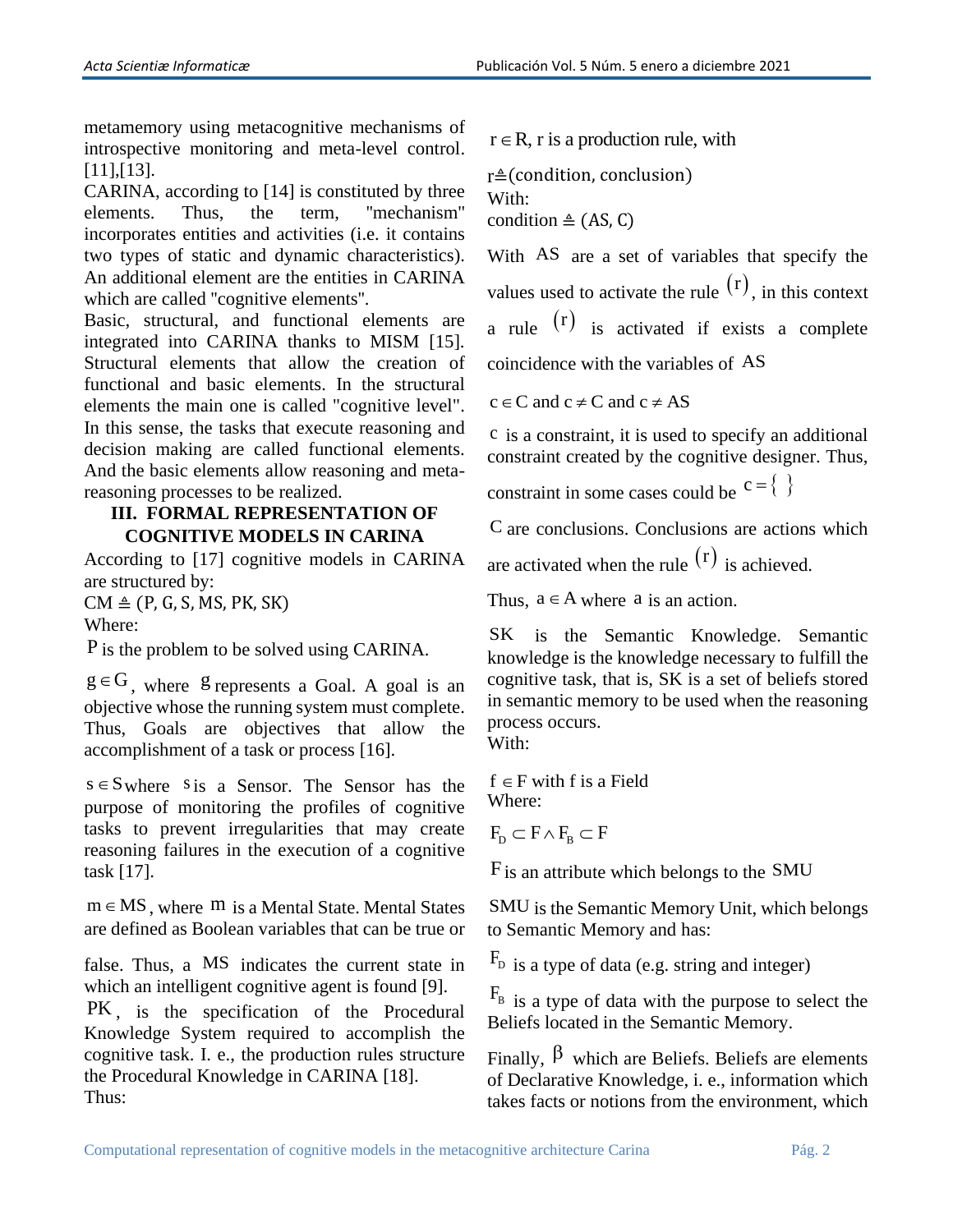metamemory using metacognitive mechanisms of introspective monitoring and meta-level control. [11],[13].

CARINA, according to [14] is constituted by three elements. Thus, the term, "mechanism" incorporates entities and activities (i.e. it contains two types of static and dynamic characteristics). An additional element are the entities in CARINA which are called "cognitive elements".

Basic, structural, and functional elements are integrated into CARINA thanks to MISM [15]. Structural elements that allow the creation of functional and basic elements. In the structural elements the main one is called "cognitive level". In this sense, the tasks that execute reasoning and decision making are called functional elements. And the basic elements allow reasoning and meta-reasoning processes to be realized.

## III. FORMAL REPRESENTATION OF COGNITIVE MODELS IN CARINA

According to [17] cognitive models in CARINA are structured by:

$CM \triangleq (P, G, S, MS, PK, SK)$

Where:

$P$ is the problem to be solved using CARINA.

$g \in G$, where $g$ represents a Goal. A goal is an objective whose the running system must complete. Thus, Goals are objectives that allow the accomplishment of a task or process [16].

$s \in S$ where $s$ is a Sensor. The Sensor has the purpose of monitoring the profiles of cognitive tasks to prevent irregularities that may create reasoning failures in the execution of a cognitive task [17].

$m \in MS$, where $m$ is a Mental State. Mental States are defined as Boolean variables that can be true or false. Thus, a $MS$ indicates the current state in which an intelligent cognitive agent is found [9].

$PK$, is the specification of the Procedural Knowledge System required to accomplish the cognitive task. I. e., the production rules structure the Procedural Knowledge in CARINA [18].

Thus:

$r \in R$, r is a production rule, with

$r \triangleq (condition, conclusion)$

With:

$condition \triangleq (AS, C)$

With $AS$ are a set of variables that specify the values used to activate the rule $(r)$, in this context a rule $(r)$ is activated if exists a complete coincidence with the variables of $AS$

$c \in C$ and $c \neq C$ and $c \neq AS$

$c$ is a constraint, it is used to specify an additional constraint created by the cognitive designer. Thus, constraint in some cases could be $c = \{\ \}$

$C$ are conclusions. Conclusions are actions which are activated when the rule $(r)$ is achieved.

Thus, $a \in A$ where $a$ is an action.

$SK$ is the Semantic Knowledge. Semantic knowledge is the knowledge necessary to fulfill the cognitive task, that is, SK is a set of beliefs stored in semantic memory to be used when the reasoning process occurs.

With:

$f \in F$ with f is a Field

Where:

$F_D \subset F \wedge F_B \subset F$

$F$ is an attribute which belongs to the $SMU$

$SMU$ is the Semantic Memory Unit, which belongs to Semantic Memory and has:

$F_D$ is a type of data (e.g. string and integer)

$F_B$ is a type of data with the purpose to select the Beliefs located in the Semantic Memory.

Finally, $\beta$ which are Beliefs. Beliefs are elements of Declarative Knowledge, i. e., information which takes facts or notions from the environment, which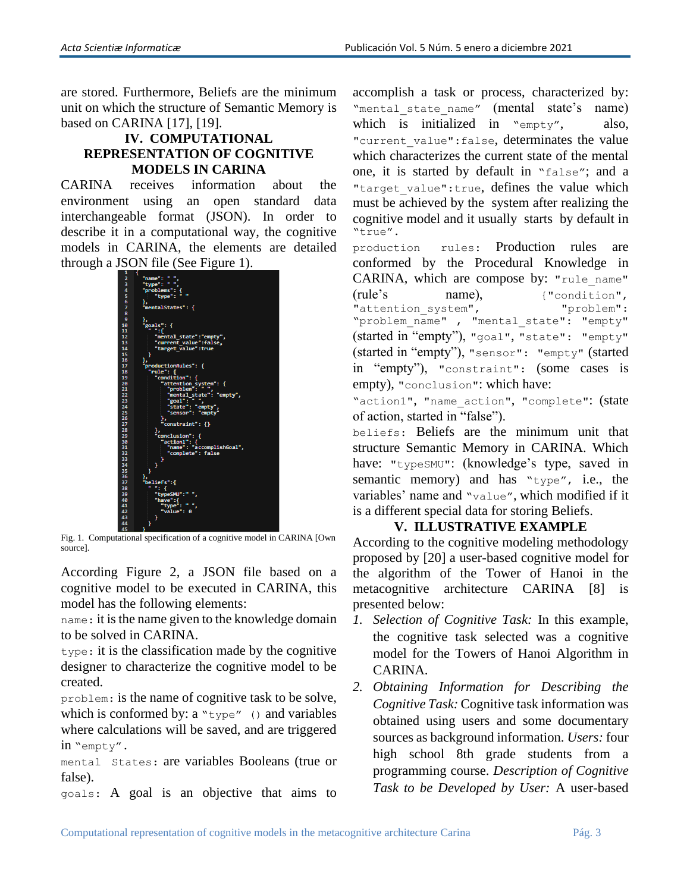are stored. Furthermore, Beliefs are the minimum unit on which the structure of Semantic Memory is based on CARINA [17], [19].

## IV. COMPUTATIONAL REPRESENTATION OF COGNITIVE MODELS IN CARINA

CARINA receives information about the environment using an open standard data interchangeable format (JSON). In order to describe it in a computational way, the cognitive models in CARINA, the elements are detailed through a JSON file (See Figure 1).

```
{
    "name": " ",
    "type": " ",
    "problems": {
        "type": " "
    },
    "mentalStates": {

    },
    "goals": {
        " ":{
            "mental_state":"empty",
            "current_value":false,
            "target_value":true
        }
    },
    "productionRules": {
        "rule": {
            "condition": {
                "attention_system": {
                    "problem": " ",
                    "mental_state": "empty",
                    "goal": " ",
                    "state": "empty",
                    "sensor": "empty"
                },
                "constraint": {}
            },
            "conclusion": {
                "action1": {
                    "name": "accomplishGoal",
                    "complete": false
                }
            }
        }
    },
    "beliefs":{
        " ": {
            "typeSMU":" ",
            "have":{
                "type": " ",
                "value": 0
            }
        }
    }
}
```

Fig. 1. Computational specification of a cognitive model in CARINA [Own source].

According Figure 2, a JSON file based on a cognitive model to be executed in CARINA, this model has the following elements:

`name`: it is the name given to the knowledge domain to be solved in CARINA.

`type`: it is the classification made by the cognitive designer to characterize the cognitive model to be created.

`problem`: is the name of cognitive task to be solve, which is conformed by: a "`type`" `()` and variables where calculations will be saved, and are triggered in "`empty`".

`mental States`: are variables Booleans (true or false).

`goals`: A goal is an objective that aims to accomplish a task or process, characterized by: "`mental_state_name`" (mental state's name) which is initialized in "`empty`", also, `"current_value":false`, determinates the value which characterizes the current state of the mental one, it is started by default in "`false`"; and a `"target_value":true`, defines the value which must be achieved by the system after realizing the cognitive model and it usually starts by default in "`true`".

`production rules`: Production rules are conformed by the Procedural Knowledge in CARINA, which are compose by: `"rule_name"` (rule's name), `{"condition", "attention_system", "problem": "problem_name" , "mental_state": "empty"` (started in "empty"), `"goal", "state": "empty"` (started in "empty"), `"sensor": "empty"` (started in "empty"), `"constraint"`: (some cases is empty), `"conclusion"`: which have: `"action1", "name_action", "complete"`: (state of action, started in "false").

`beliefs`: Beliefs are the minimum unit that structure Semantic Memory in CARINA. Which have: `"typeSMU"`: (knowledge's type, saved in semantic memory) and has "`type`", i.e., the variables' name and "`value`", which modified if it is a different special data for storing Beliefs.

## V. ILLUSTRATIVE EXAMPLE

According to the cognitive modeling methodology proposed by [20] a user-based cognitive model for the algorithm of the Tower of Hanoi in the metacognitive architecture CARINA [8] is presented below:

1. *Selection of Cognitive Task:* In this example, the cognitive task selected was a cognitive model for the Towers of Hanoi Algorithm in CARINA.
2. *Obtaining Information for Describing the Cognitive Task:* Cognitive task information was obtained using users and some documentary sources as background information. *Users:* four high school 8th grade students from a programming course. *Description of Cognitive Task to be Developed by User:* A user-based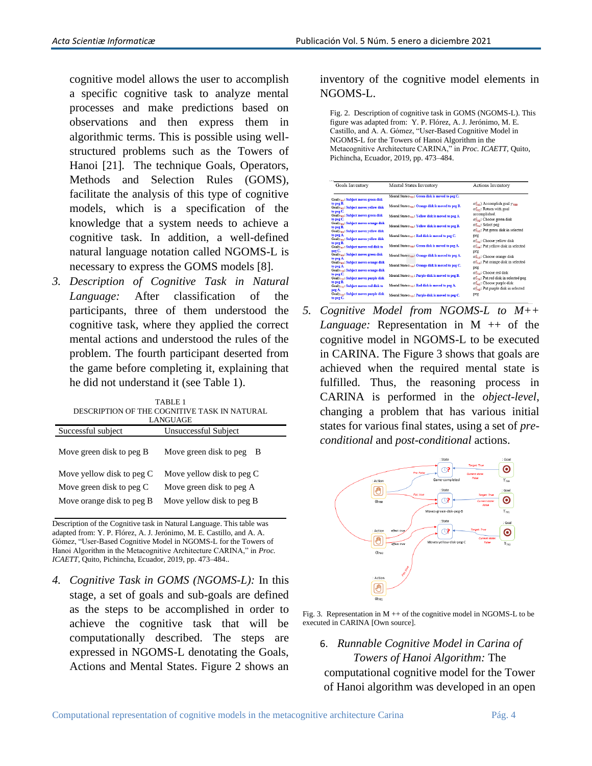cognitive model allows the user to accomplish a specific cognitive task to analyze mental processes and make predictions based on observations and then express them in algorithmic terms. This is possible using well-structured problems such as the Towers of Hanoi [21]. The technique Goals, Operators, Methods and Selection Rules (GOMS), facilitate the analysis of this type of cognitive models, which is a specification of the knowledge that a system needs to achieve a cognitive task. In addition, a well-defined natural language notation called NGOMS-L is necessary to express the GOMS models [8].

3. *Description of Cognitive Task in Natural Language:* After classification of the participants, three of them understood the cognitive task, where they applied the correct mental actions and understood the rules of the problem. The fourth participant deserted from the game before completing it, explaining that he did not understand it (see Table 1).

TABLE 1
DESCRIPTION OF THE COGNITIVE TASK IN NATURAL LANGUAGE

| Successful subject | Unsuccessful Subject |
|---|---|
| Move green disk to peg B | Move green disk to peg B |
| Move yellow disk to peg C | Move yellow disk to peg C |
| Move green disk to peg C | Move green disk to peg A |
| Move orange disk to peg B | Move yellow disk to peg B |

Description of the Cognitive task in Natural Language. This table was adapted from: Y. P. Flórez, A. J. Jerónimo, M. E. Castillo, and A. A. Gómez, "User-Based Cognitive Model in NGOMS-L for the Towers of Hanoi Algorithm in the Metacognitive Architecture CARINA," in *Proc. ICAETT*, Quito, Pichincha, Ecuador, 2019, pp. 473–484..

4. *Cognitive Task in GOMS (NGOMS-L):* In this stage, a set of goals and sub-goals are defined as the steps to be accomplished in order to achieve the cognitive task that will be computationally described. The steps are expressed in NGOMS-L denoting the Goals, Actions and Mental States. Figure 2 shows an inventory of the cognitive model elements in NGOMS-L.

Fig. 2. Description of cognitive task in GOMS (NGOMS-L). This figure was adapted from: Y. P. Flórez, A. J. Jerónimo, M. E. Castillo, and A. A. Gómez, "User-Based Cognitive Model in NGOMS-L for the Towers of Hanoi Algorithm in the Metacognitive Architecture CARINA," in *Proc. ICAETT*, Quito, Pichincha, Ecuador, 2019, pp. 473–484.

5. *Cognitive Model from NGOMS-L to M++ Language:* Representation in M ++ of the cognitive model in NGOMS-L to be executed in CARINA. The Figure 3 shows that goals are achieved when the required mental state is fulfilled. Thus, the reasoning process in CARINA is performed in the *object-level*, changing a problem that has various initial states for various final states, using a set of *pre-conditional* and *post-conditional* actions.

Fig. 3. Representation in M ++ of the cognitive model in NGOMS-L to be executed in CARINA [Own source].

6. *Runnable Cognitive Model in Carina of Towers of Hanoi Algorithm:* The computational cognitive model for the Tower of Hanoi algorithm was developed in an open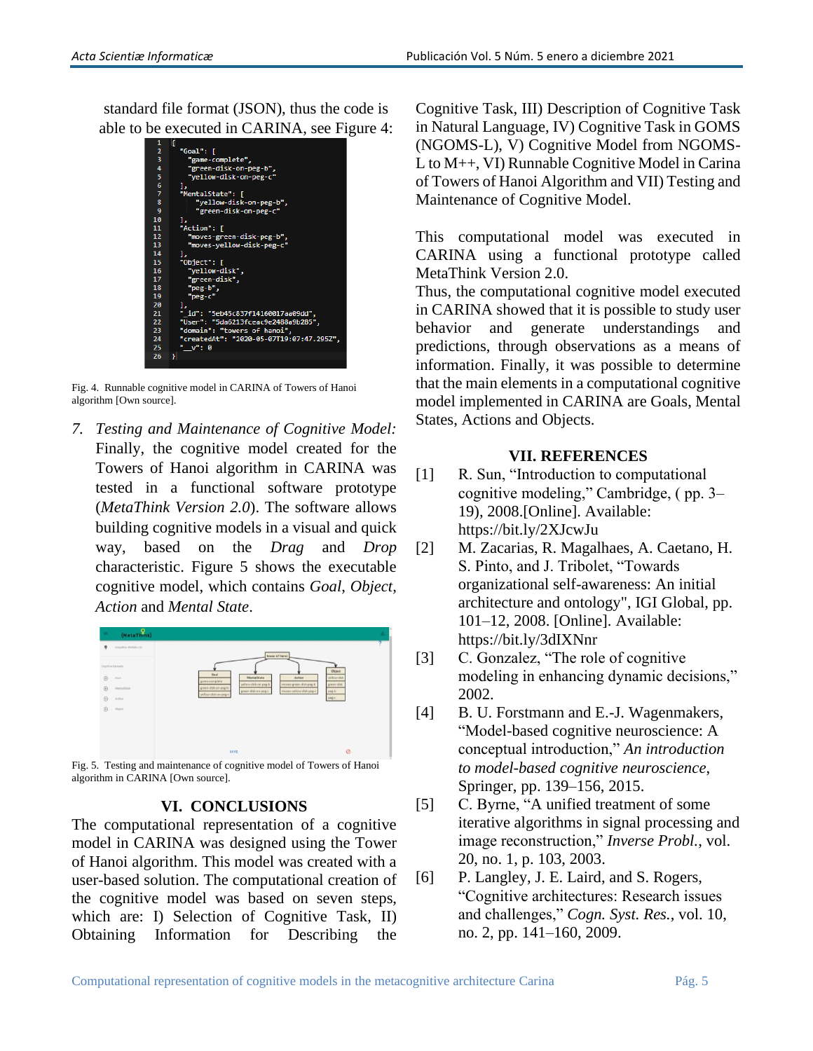standard file format (JSON), thus the code is able to be executed in CARINA, see Figure 4:

```
[
  "Goal": [
    "game-complete",
    "green-disk-on-peg-b",
    "yellow-disk-on-peg-c"
  ],
  "MentalState": [
      "yellow-disk-on-peg-b",
      "green-disk-on-peg-c"
  ],
  "Action": [
    "moves-green-disk-peg-b",
    "moves-yellow-disk-peg-c"
  ],
  "Object": [
    "yellow-disk",
    "green-disk",
    "peg-b",
    "peg-c"
  ],
  "_id": "5eb45c837f14160017aa09dd",
  "User": "5da6213fceac9e2488e9b285",
  "domain": "towers of hanoi",
  "createdAt": "2020-05-07T19:07:47.295Z",
  "__v": 0
}
```

Fig. 4. Runnable cognitive model in CARINA of Towers of Hanoi algorithm [Own source].

7. *Testing and Maintenance of Cognitive Model:* Finally, the cognitive model created for the Towers of Hanoi algorithm in CARINA was tested in a functional software prototype (*MetaThink Version 2.0*). The software allows building cognitive models in a visual and quick way, based on the *Drag* and *Drop* characteristic. Figure 5 shows the executable cognitive model, which contains *Goal*, *Object*, *Action* and *Mental State*.

Fig. 5. Testing and maintenance of cognitive model of Towers of Hanoi algorithm in CARINA [Own source].

## VI. CONCLUSIONS

The computational representation of a cognitive model in CARINA was designed using the Tower of Hanoi algorithm. This model was created with a user-based solution. The computational creation of the cognitive model was based on seven steps, which are: I) Selection of Cognitive Task, II) Obtaining Information for Describing the Cognitive Task, III) Description of Cognitive Task in Natural Language, IV) Cognitive Task in GOMS (NGOMS-L), V) Cognitive Model from NGOMS-L to M++, VI) Runnable Cognitive Model in Carina of Towers of Hanoi Algorithm and VII) Testing and Maintenance of Cognitive Model.

This computational model was executed in CARINA using a functional prototype called MetaThink Version 2.0.

Thus, the computational cognitive model executed in CARINA showed that it is possible to study user behavior and generate understandings and predictions, through observations as a means of information. Finally, it was possible to determine that the main elements in a computational cognitive model implemented in CARINA are Goals, Mental States, Actions and Objects.

## VII. REFERENCES

[1] R. Sun, "Introduction to computational cognitive modeling," Cambridge, ( pp. 3–19), 2008.[Online]. Available: https://bit.ly/2XJcwJu

[2] M. Zacarias, R. Magalhaes, A. Caetano, H. S. Pinto, and J. Tribolet, "Towards organizational self-awareness: An initial architecture and ontology", IGI Global, pp. 101–12, 2008. [Online]. Available: https://bit.ly/3dIXNnr

[3] C. Gonzalez, "The role of cognitive modeling in enhancing dynamic decisions," 2002.

[4] B. U. Forstmann and E.-J. Wagenmakers, "Model-based cognitive neuroscience: A conceptual introduction," *An introduction to model-based cognitive neuroscience*, Springer, pp. 139–156, 2015.

[5] C. Byrne, "A unified treatment of some iterative algorithms in signal processing and image reconstruction," *Inverse Probl.*, vol. 20, no. 1, p. 103, 2003.

[6] P. Langley, J. E. Laird, and S. Rogers, "Cognitive architectures: Research issues and challenges," *Cogn. Syst. Res.*, vol. 10, no. 2, pp. 141–160, 2009.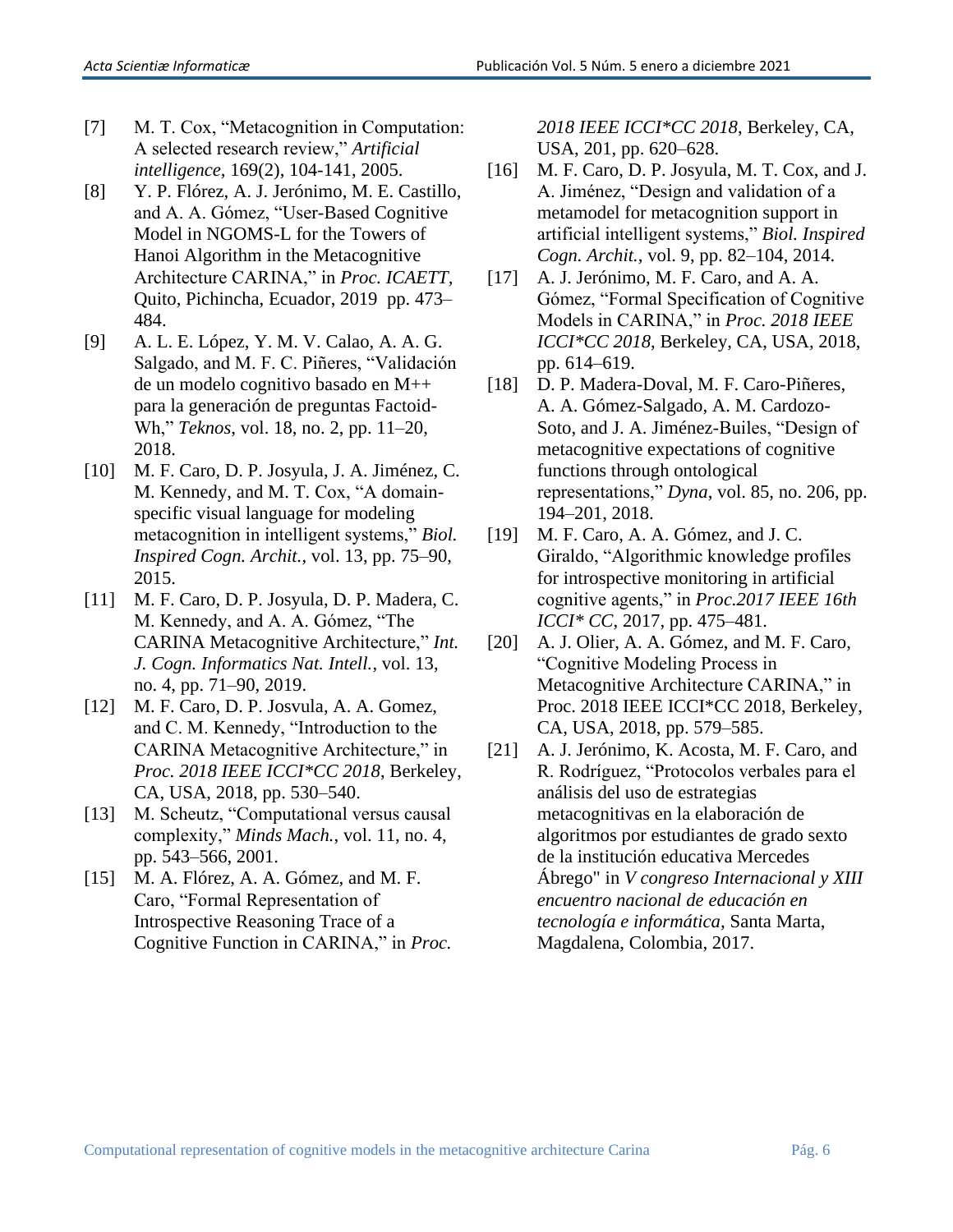[7] M. T. Cox, "Metacognition in Computation: A selected research review," *Artificial intelligence*, 169(2), 104-141, 2005.

[8] Y. P. Flórez, A. J. Jerónimo, M. E. Castillo, and A. A. Gómez, "User-Based Cognitive Model in NGOMS-L for the Towers of Hanoi Algorithm in the Metacognitive Architecture CARINA," in *Proc. ICAETT*, Quito, Pichincha, Ecuador, 2019 pp. 473–484.

[9] A. L. E. López, Y. M. V. Calao, A. A. G. Salgado, and M. F. C. Piñeres, "Validación de un modelo cognitivo basado en M++ para la generación de preguntas Factoid-Wh," *Teknos*, vol. 18, no. 2, pp. 11–20, 2018.

[10] M. F. Caro, D. P. Josyula, J. A. Jiménez, C. M. Kennedy, and M. T. Cox, "A domain-specific visual language for modeling metacognition in intelligent systems," *Biol. Inspired Cogn. Archit.*, vol. 13, pp. 75–90, 2015.

[11] M. F. Caro, D. P. Josyula, D. P. Madera, C. M. Kennedy, and A. A. Gómez, "The CARINA Metacognitive Architecture," *Int. J. Cogn. Informatics Nat. Intell.*, vol. 13, no. 4, pp. 71–90, 2019.

[12] M. F. Caro, D. P. Josvula, A. A. Gomez, and C. M. Kennedy, "Introduction to the CARINA Metacognitive Architecture," in *Proc. 2018 IEEE ICCI*CC 2018*, Berkeley, CA, USA, 2018, pp. 530–540.

[13] M. Scheutz, "Computational versus causal complexity," *Minds Mach.*, vol. 11, no. 4, pp. 543–566, 2001.

[15] M. A. Flórez, A. A. Gómez, and M. F. Caro, "Formal Representation of Introspective Reasoning Trace of a Cognitive Function in CARINA," in *Proc. 2018 IEEE ICCI*CC 2018*, Berkeley, CA, USA, 201, pp. 620–628.

[16] M. F. Caro, D. P. Josyula, M. T. Cox, and J. A. Jiménez, "Design and validation of a metamodel for metacognition support in artificial intelligent systems," *Biol. Inspired Cogn. Archit.*, vol. 9, pp. 82–104, 2014.

[17] A. J. Jerónimo, M. F. Caro, and A. A. Gómez, "Formal Specification of Cognitive Models in CARINA," in *Proc. 2018 IEEE ICCI*CC 2018*, Berkeley, CA, USA, 2018, pp. 614–619.

[18] D. P. Madera-Doval, M. F. Caro-Piñeres, A. A. Gómez-Salgado, A. M. Cardozo-Soto, and J. A. Jiménez-Builes, "Design of metacognitive expectations of cognitive functions through ontological representations," *Dyna*, vol. 85, no. 206, pp. 194–201, 2018.

[19] M. F. Caro, A. A. Gómez, and J. C. Giraldo, "Algorithmic knowledge profiles for introspective monitoring in artificial cognitive agents," in *Proc.2017 IEEE 16th ICCI* CC*, 2017, pp. 475–481.

[20] A. J. Olier, A. A. Gómez, and M. F. Caro, "Cognitive Modeling Process in Metacognitive Architecture CARINA," in Proc. 2018 IEEE ICCI*CC 2018, Berkeley, CA, USA, 2018, pp. 579–585.

[21] A. J. Jerónimo, K. Acosta, M. F. Caro, and R. Rodríguez, "Protocolos verbales para el análisis del uso de estrategias metacognitivas en la elaboración de algoritmos por estudiantes de grado sexto de la institución educativa Mercedes Ábrego" in *V congreso Internacional y XIII encuentro nacional de educación en tecnología e informática,* Santa Marta, Magdalena, Colombia, 2017.